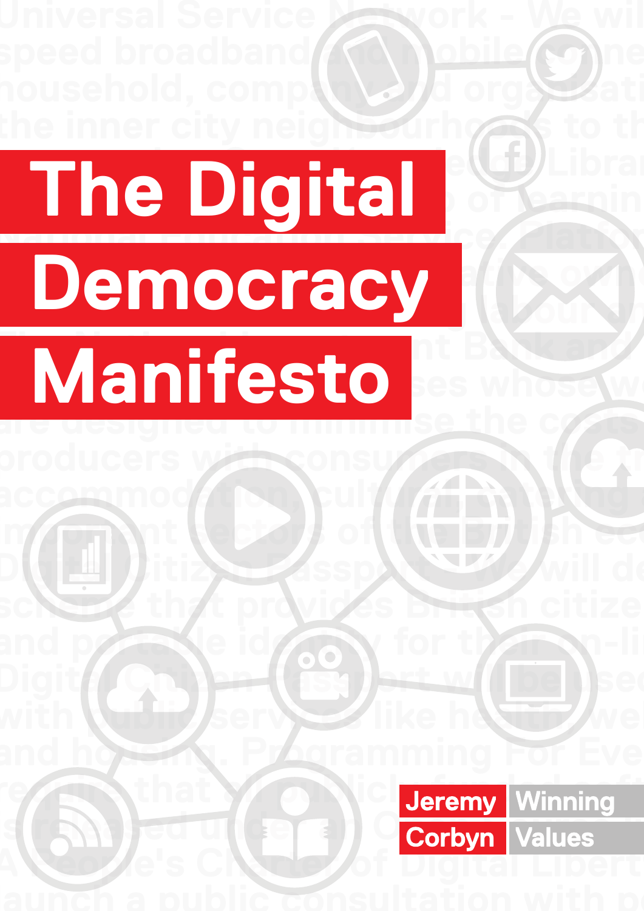# The Digital Democracy Manifesto

Jeremy Corbyn | Winning Values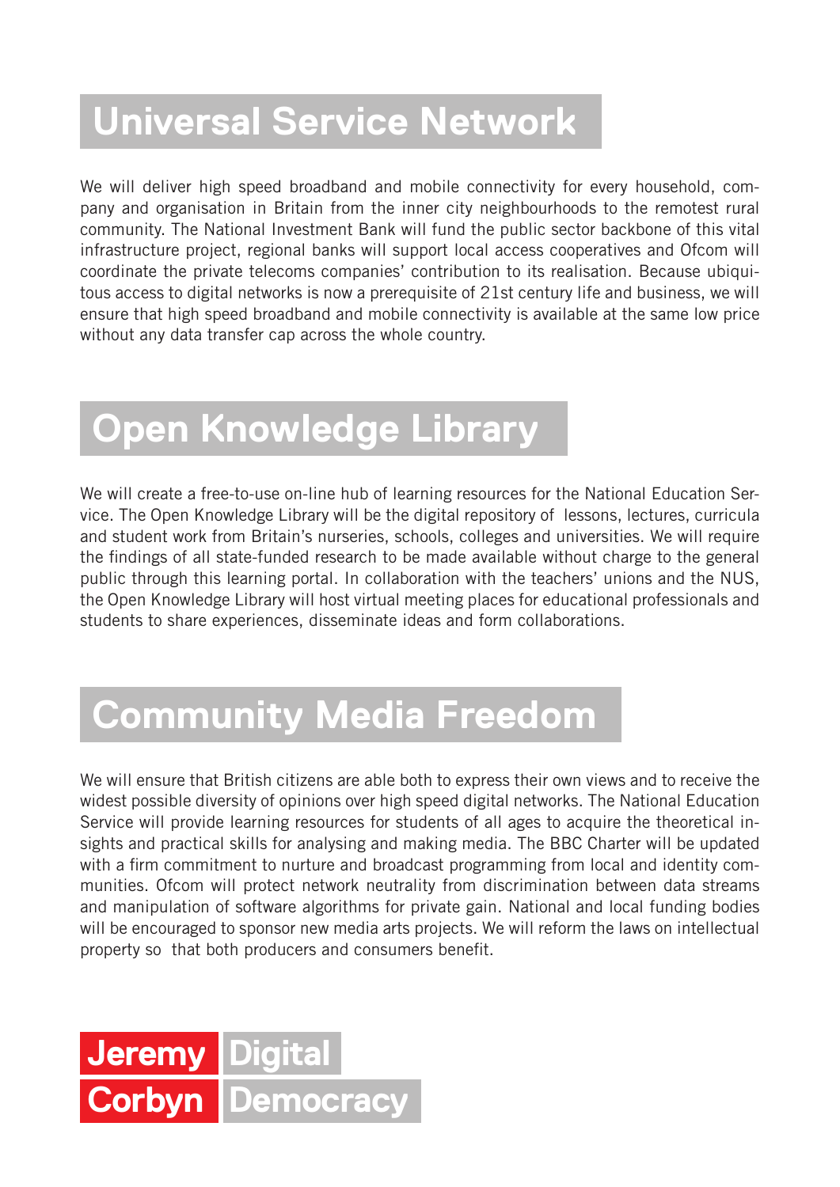## Universal Service Network

We will deliver high speed broadband and mobile connectivity for every household, company and organisation in Britain from the inner city neighbourhoods to the remotest rural community. The National Investment Bank will fund the public sector backbone of this vital infrastructure project, regional banks will support local access cooperatives and Ofcom will coordinate the private telecoms companies' contribution to its realisation. Because ubiquitous access to digital networks is now a prerequisite of 21st century life and business, we will ensure that high speed broadband and mobile connectivity is available at the same low price without any data transfer cap across the whole country.

## Open Knowledge Library

We will create a free-to-use on-line hub of learning resources for the National Education Service. The Open Knowledge Library will be the digital repository of lessons, lectures, curricula and student work from Britain's nurseries, schools, colleges and universities. We will require the findings of all state-funded research to be made available without charge to the general public through this learning portal. In collaboration with the teachers' unions and the NUS, the Open Knowledge Library will host virtual meeting places for educational professionals and students to share experiences, disseminate ideas and form collaborations.

## Community Media Freedom

We will ensure that British citizens are able both to express their own views and to receive the widest possible diversity of opinions over high speed digital networks. The National Education Service will provide learning resources for students of all ages to acquire the theoretical insights and practical skills for analysing and making media. The BBC Charter will be updated with a firm commitment to nurture and broadcast programming from local and identity communities. Ofcom will protect network neutrality from discrimination between data streams and manipulation of software algorithms for private gain. National and local funding bodies will be encouraged to sponsor new media arts projects. We will reform the laws on intellectual property so that both producers and consumers benefit.

**Jeremy Corbyn** Digital Democracy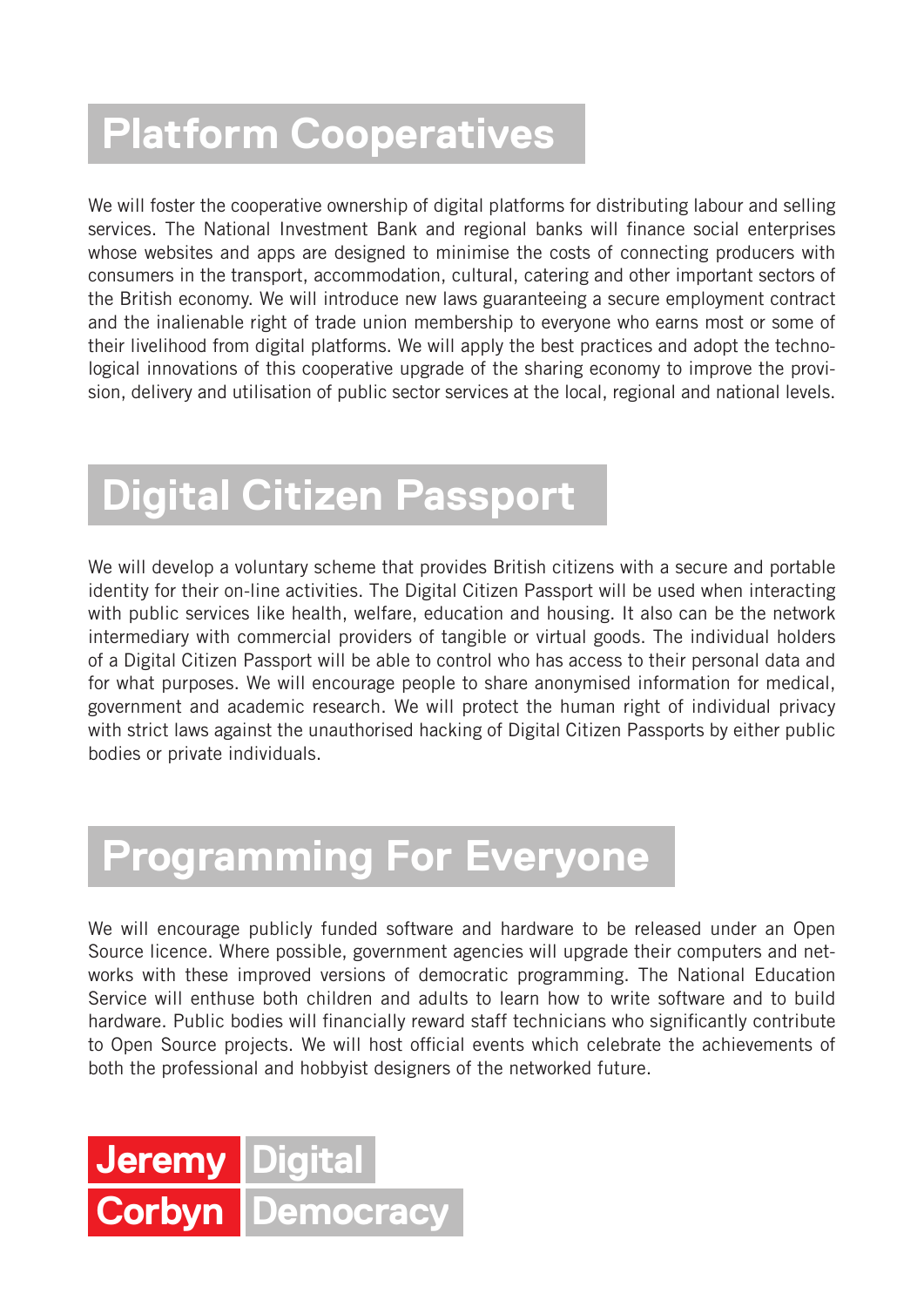# Platform Cooperatives

We will foster the cooperative ownership of digital platforms for distributing labour and selling services. The National Investment Bank and regional banks will finance social enterprises whose websites and apps are designed to minimise the costs of connecting producers with consumers in the transport, accommodation, cultural, catering and other important sectors of the British economy. We will introduce new laws guaranteeing a secure employment contract and the inalienable right of trade union membership to everyone who earns most or some of their livelihood from digital platforms. We will apply the best practices and adopt the technological innovations of this cooperative upgrade of the sharing economy to improve the provision, delivery and utilisation of public sector services at the local, regional and national levels.

# Digital Citizen Passport

We will develop a voluntary scheme that provides British citizens with a secure and portable identity for their on-line activities. The Digital Citizen Passport will be used when interacting with public services like health, welfare, education and housing. It also can be the network intermediary with commercial providers of tangible or virtual goods. The individual holders of a Digital Citizen Passport will be able to control who has access to their personal data and for what purposes. We will encourage people to share anonymised information for medical, government and academic research. We will protect the human right of individual privacy with strict laws against the unauthorised hacking of Digital Citizen Passports by either public bodies or private individuals.

# Programming For Everyone

We will encourage publicly funded software and hardware to be released under an Open Source licence. Where possible, government agencies will upgrade their computers and networks with these improved versions of democratic programming. The National Education Service will enthuse both children and adults to learn how to write software and to build hardware. Public bodies will financially reward staff technicians who significantly contribute to Open Source projects. We will host official events which celebrate the achievements of both the professional and hobbyist designers of the networked future.

**Jeremy Corbyn** Digital Democracy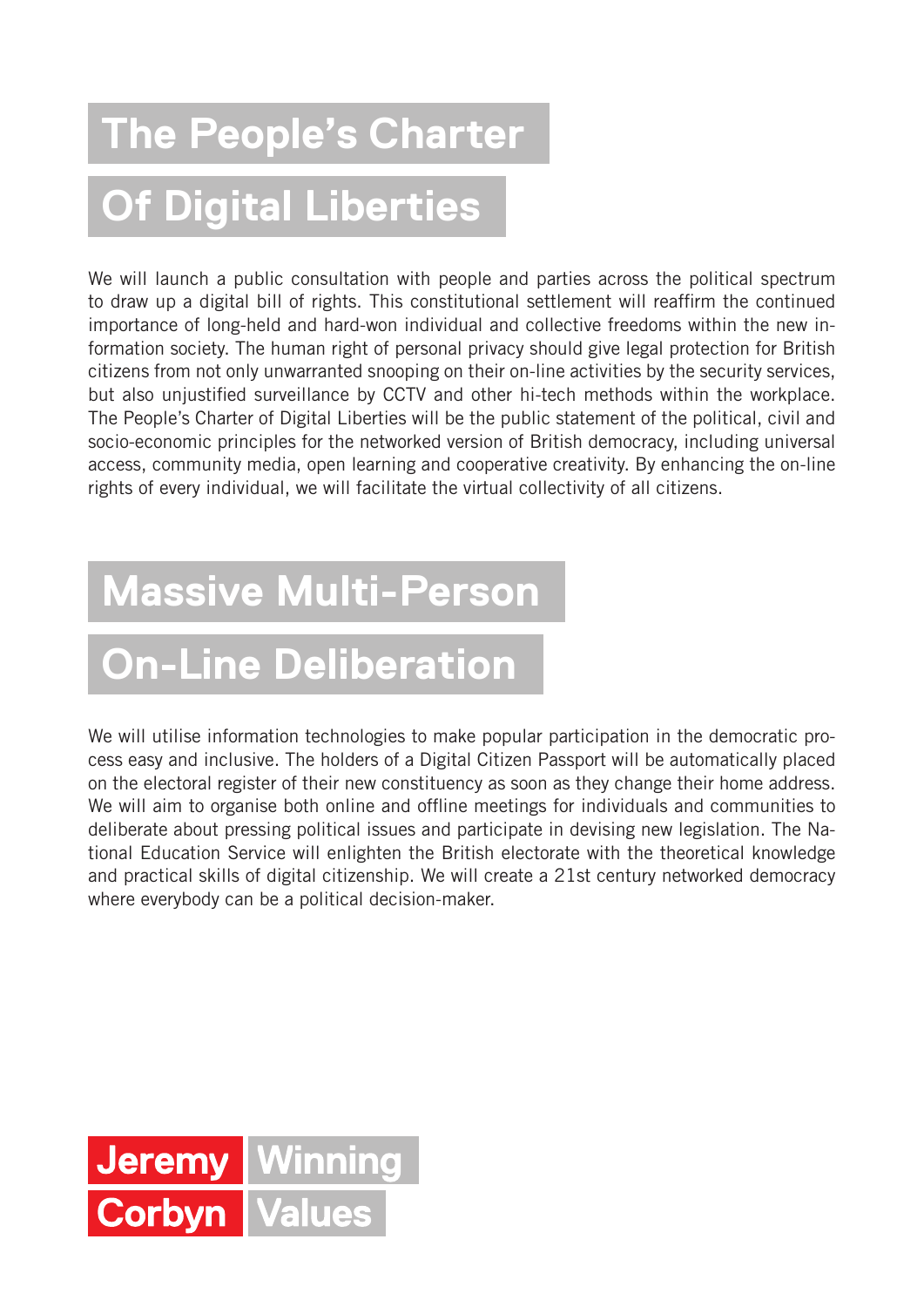## The People's Charter Of Digital Liberties

We will launch a public consultation with people and parties across the political spectrum to draw up a digital bill of rights. This constitutional settlement will reaffirm the continued importance of long-held and hard-won individual and collective freedoms within the new information society. The human right of personal privacy should give legal protection for British citizens from not only unwarranted snooping on their on-line activities by the security services, but also unjustified surveillance by CCTV and other hi-tech methods within the workplace. The People's Charter of Digital Liberties will be the public statement of the political, civil and socio-economic principles for the networked version of British democracy, including universal access, community media, open learning and cooperative creativity. By enhancing the on-line rights of every individual, we will facilitate the virtual collectivity of all citizens.

## Massive Multi-Person On-Line Deliberation

We will utilise information technologies to make popular participation in the democratic process easy and inclusive. The holders of a Digital Citizen Passport will be automatically placed on the electoral register of their new constituency as soon as they change their home address. We will aim to organise both online and offline meetings for individuals and communities to deliberate about pressing political issues and participate in devising new legislation. The National Education Service will enlighten the British electorate with the theoretical knowledge and practical skills of digital citizenship. We will create a 21st century networked democracy where everybody can be a political decision-maker.

**Jeremy Corbyn** Winning Values